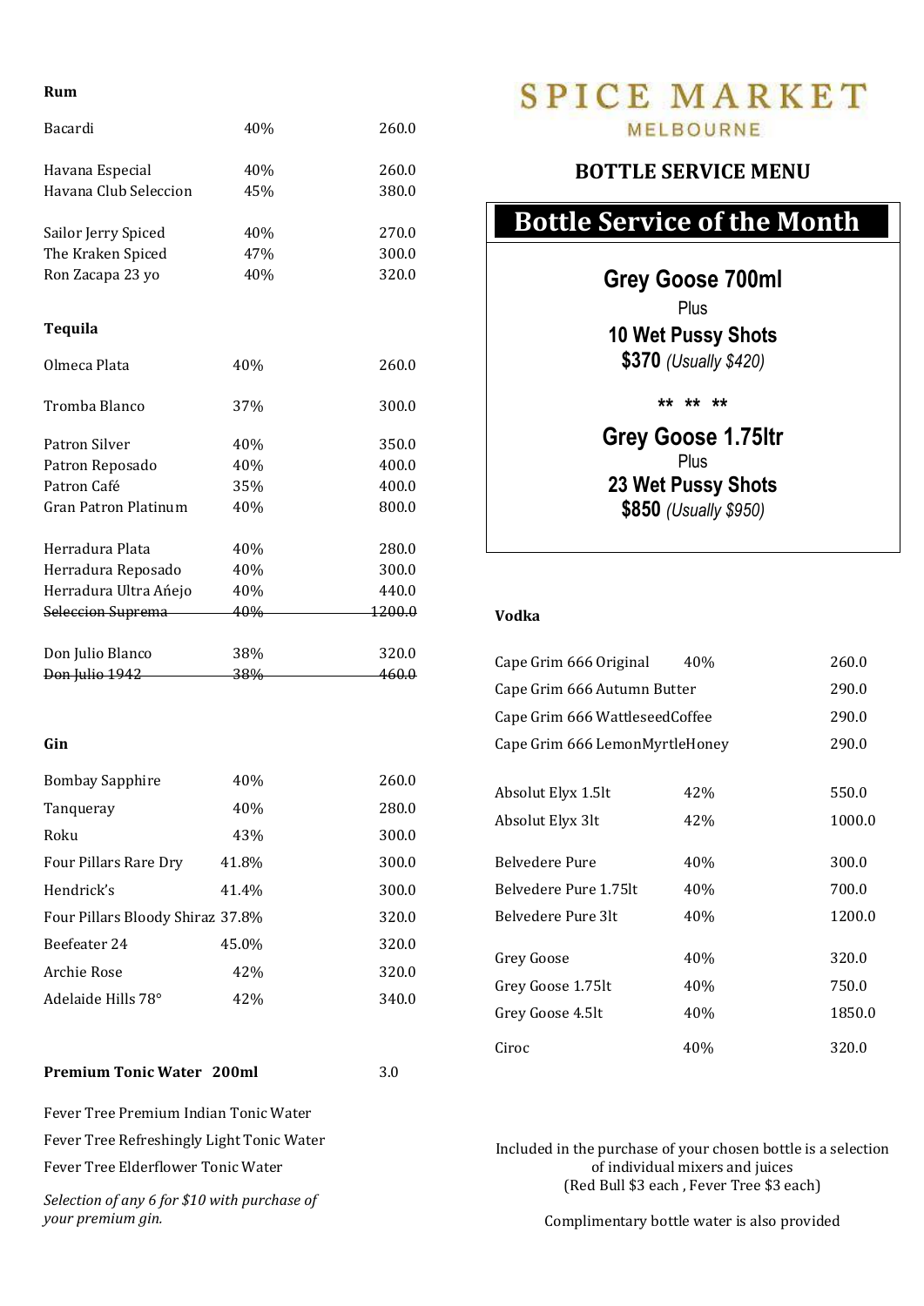# SPICE MARKET

MELBOURNE

## BOTTLE SERVICE MENU

### Bottle Service of the Month

**Grey Goose 700ml**
Plus
**10 Wet Pussy Shots**
**$370** *(Usually $420)*

** ** **

**Grey Goose 1.75ltr**
Plus
**23 Wet Pussy Shots**
**$850** *(Usually $950)*

### Rum

| | | |
|---|---|---|
| Bacardi | 40% | 260.0 |
| Havana Especial | 40% | 260.0 |
| Havana Club Seleccion | 45% | 380.0 |
| Sailor Jerry Spiced | 40% | 270.0 |
| The Kraken Spiced | 47% | 300.0 |
| Ron Zacapa 23 yo | 40% | 320.0 |

### Tequila

| | | |
|---|---|---|
| Olmeca Plata | 40% | 260.0 |
| Tromba Blanco | 37% | 300.0 |
| Patron Silver | 40% | 350.0 |
| Patron Reposado | 40% | 400.0 |
| Patron Café | 35% | 400.0 |
| Gran Patron Platinum | 40% | 800.0 |
| Herradura Plata | 40% | 280.0 |
| Herradura Reposado | 40% | 300.0 |
| Herradura Ultra Añejo | 40% | 440.0 |
| ~~Seleccion Suprema~~ | ~~40%~~ | ~~1200.0~~ |
| Don Julio Blanco | 38% | 320.0 |
| ~~Don Julio 1942~~ | ~~38%~~ | ~~460.0~~ |

### Gin

| | | |
|---|---|---|
| Bombay Sapphire | 40% | 260.0 |
| Tanqueray | 40% | 280.0 |
| Roku | 43% | 300.0 |
| Four Pillars Rare Dry | 41.8% | 300.0 |
| Hendrick's | 41.4% | 300.0 |
| Four Pillars Bloody Shiraz | 37.8% | 320.0 |
| Beefeater 24 | 45.0% | 320.0 |
| Archie Rose | 42% | 320.0 |
| Adelaide Hills 78° | 42% | 340.0 |

**Premium Tonic Water 200ml** 3.0

Fever Tree Premium Indian Tonic Water
Fever Tree Refreshingly Light Tonic Water
Fever Tree Elderflower Tonic Water

*Selection of any 6 for $10 with purchase of your premium gin.*

### Vodka

| | | |
|---|---|---|
| Cape Grim 666 Original | 40% | 260.0 |
| Cape Grim 666 Autumn Butter | | 290.0 |
| Cape Grim 666 WattleseedCoffee | | 290.0 |
| Cape Grim 666 LemonMyrtleHoney | | 290.0 |
| Absolut Elyx 1.5lt | 42% | 550.0 |
| Absolut Elyx 3lt | 42% | 1000.0 |
| Belvedere Pure | 40% | 300.0 |
| Belvedere Pure 1.75lt | 40% | 700.0 |
| Belvedere Pure 3lt | 40% | 1200.0 |
| Grey Goose | 40% | 320.0 |
| Grey Goose 1.75lt | 40% | 750.0 |
| Grey Goose 4.5lt | 40% | 1850.0 |
| Ciroc | 40% | 320.0 |

Included in the purchase of your chosen bottle is a selection of individual mixers and juices
(Red Bull $3 each , Fever Tree $3 each)

Complimentary bottle water is also provided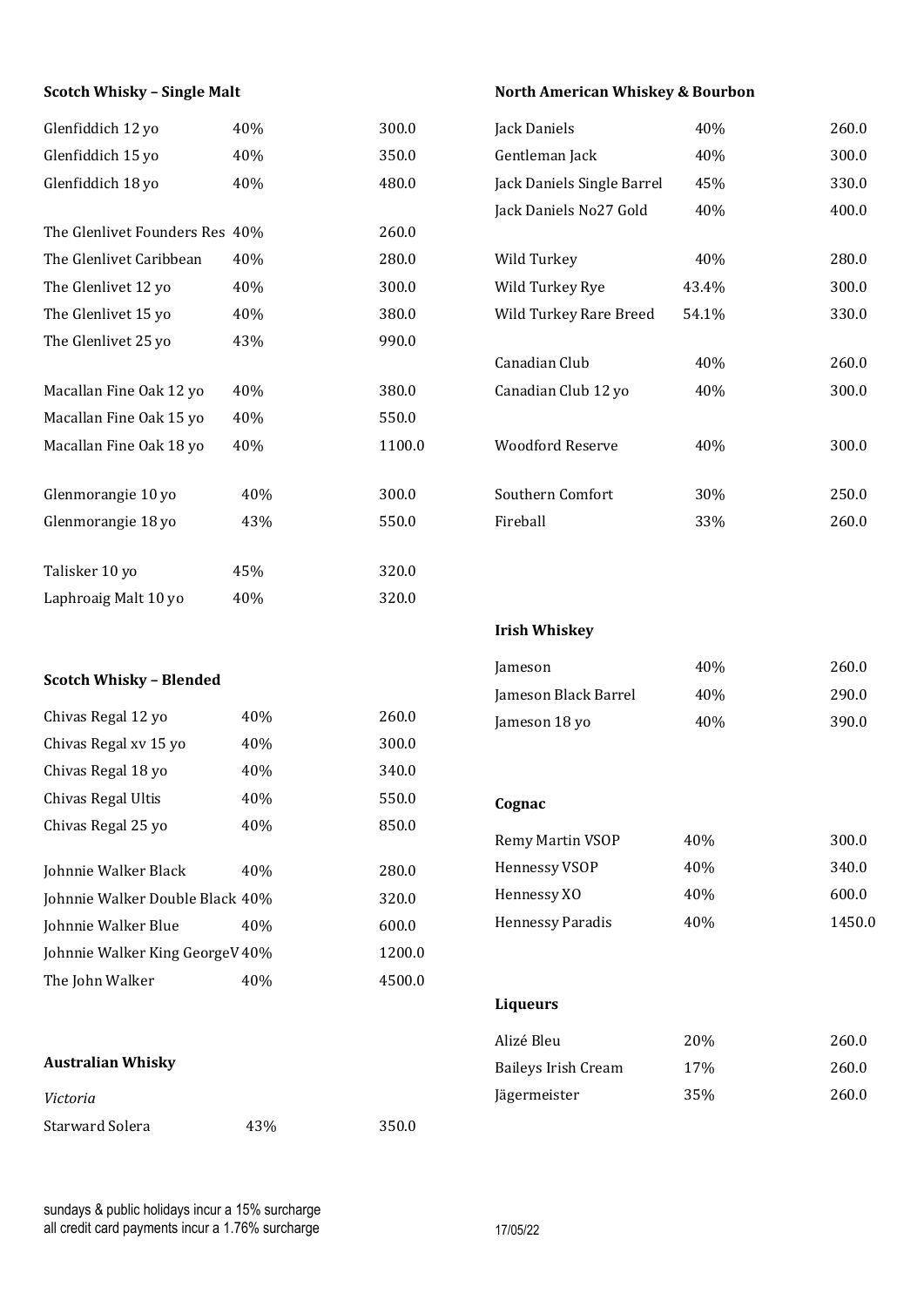## Scotch Whisky – Single Malt

| | | |
|---|---|---|
| Glenfiddich 12 yo | 40% | 300.0 |
| Glenfiddich 15 yo | 40% | 350.0 |
| Glenfiddich 18 yo | 40% | 480.0 |
| The Glenlivet Founders Res | 40% | 260.0 |
| The Glenlivet Caribbean | 40% | 280.0 |
| The Glenlivet 12 yo | 40% | 300.0 |
| The Glenlivet 15 yo | 40% | 380.0 |
| The Glenlivet 25 yo | 43% | 990.0 |
| Macallan Fine Oak 12 yo | 40% | 380.0 |
| Macallan Fine Oak 15 yo | 40% | 550.0 |
| Macallan Fine Oak 18 yo | 40% | 1100.0 |
| Glenmorangie 10 yo | 40% | 300.0 |
| Glenmorangie 18 yo | 43% | 550.0 |
| Talisker 10 yo | 45% | 320.0 |
| Laphroaig Malt 10 yo | 40% | 320.0 |

## Scotch Whisky – Blended

| | | |
|---|---|---|
| Chivas Regal 12 yo | 40% | 260.0 |
| Chivas Regal xv 15 yo | 40% | 300.0 |
| Chivas Regal 18 yo | 40% | 340.0 |
| Chivas Regal Ultis | 40% | 550.0 |
| Chivas Regal 25 yo | 40% | 850.0 |
| Johnnie Walker Black | 40% | 280.0 |
| Johnnie Walker Double Black | 40% | 320.0 |
| Johnnie Walker Blue | 40% | 600.0 |
| Johnnie Walker King GeorgeV | 40% | 1200.0 |
| The John Walker | 40% | 4500.0 |

## Australian Whisky

*Victoria*

| | | |
|---|---|---|
| Starward Solera | 43% | 350.0 |

## North American Whiskey & Bourbon

| | | |
|---|---|---|
| Jack Daniels | 40% | 260.0 |
| Gentleman Jack | 40% | 300.0 |
| Jack Daniels Single Barrel | 45% | 330.0 |
| Jack Daniels No27 Gold | 40% | 400.0 |
| Wild Turkey | 40% | 280.0 |
| Wild Turkey Rye | 43.4% | 300.0 |
| Wild Turkey Rare Breed | 54.1% | 330.0 |
| Canadian Club | 40% | 260.0 |
| Canadian Club 12 yo | 40% | 300.0 |
| Woodford Reserve | 40% | 300.0 |
| Southern Comfort | 30% | 250.0 |
| Fireball | 33% | 260.0 |

## Irish Whiskey

| | | |
|---|---|---|
| Jameson | 40% | 260.0 |
| Jameson Black Barrel | 40% | 290.0 |
| Jameson 18 yo | 40% | 390.0 |

## Cognac

| | | |
|---|---|---|
| Remy Martin VSOP | 40% | 300.0 |
| Hennessy VSOP | 40% | 340.0 |
| Hennessy XO | 40% | 600.0 |
| Hennessy Paradis | 40% | 1450.0 |

## Liqueurs

| | | |
|---|---|---|
| Alizé Bleu | 20% | 260.0 |
| Baileys Irish Cream | 17% | 260.0 |
| Jägermeister | 35% | 260.0 |

sundays & public holidays incur a 15% surcharge
all credit card payments incur a 1.76% surcharge

17/05/22